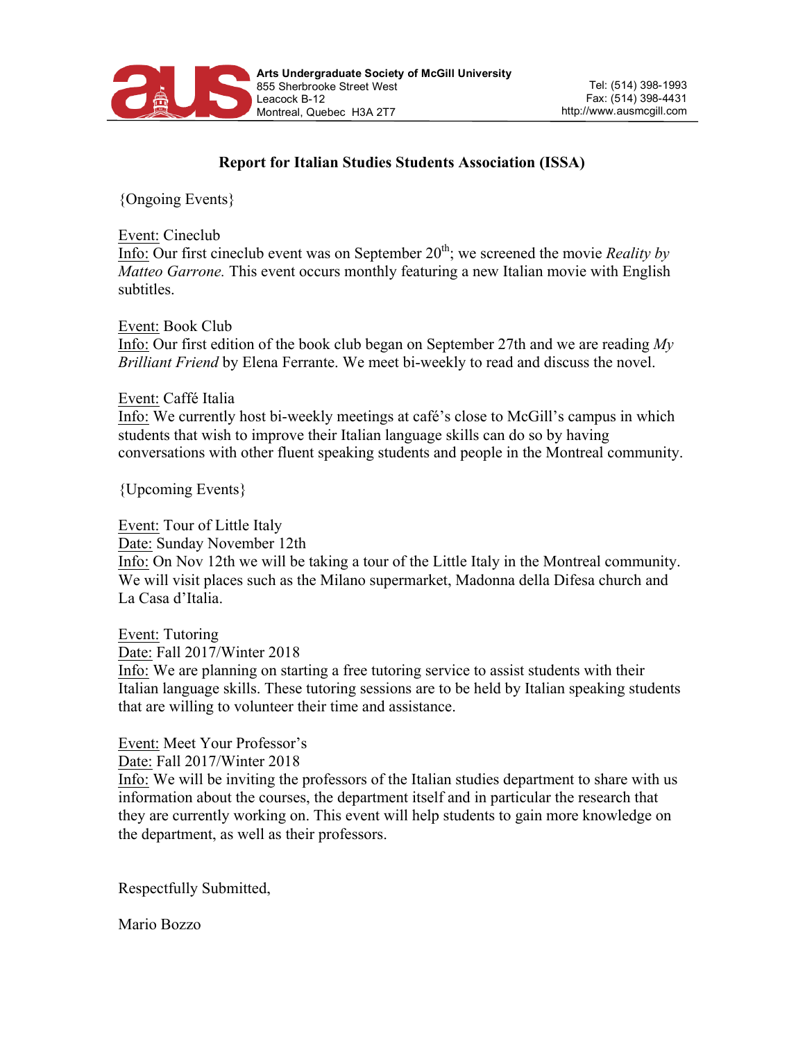Arts Undergraduate Society of McGill University
855 Sherbrooke Street West
Leacock B-12
Montreal, Quebec H3A 2T7

Tel: (514) 398-1993
Fax: (514) 398-4431
http://www.ausmcgill.com

## Report for Italian Studies Students Association (ISSA)

{Ongoing Events}

Event: Cineclub
Info: Our first cineclub event was on September 20th; we screened the movie *Reality by Matteo Garrone.* This event occurs monthly featuring a new Italian movie with English subtitles.

Event: Book Club
Info: Our first edition of the book club began on September 27th and we are reading *My Brilliant Friend* by Elena Ferrante. We meet bi-weekly to read and discuss the novel.

Event: Caffé Italia
Info: We currently host bi-weekly meetings at café's close to McGill's campus in which students that wish to improve their Italian language skills can do so by having conversations with other fluent speaking students and people in the Montreal community.

{Upcoming Events}

Event: Tour of Little Italy
Date: Sunday November 12th
Info: On Nov 12th we will be taking a tour of the Little Italy in the Montreal community. We will visit places such as the Milano supermarket, Madonna della Difesa church and La Casa d'Italia.

Event: Tutoring
Date: Fall 2017/Winter 2018
Info: We are planning on starting a free tutoring service to assist students with their Italian language skills. These tutoring sessions are to be held by Italian speaking students that are willing to volunteer their time and assistance.

Event: Meet Your Professor's
Date: Fall 2017/Winter 2018
Info: We will be inviting the professors of the Italian studies department to share with us information about the courses, the department itself and in particular the research that they are currently working on. This event will help students to gain more knowledge on the department, as well as their professors.

Respectfully Submitted,

Mario Bozzo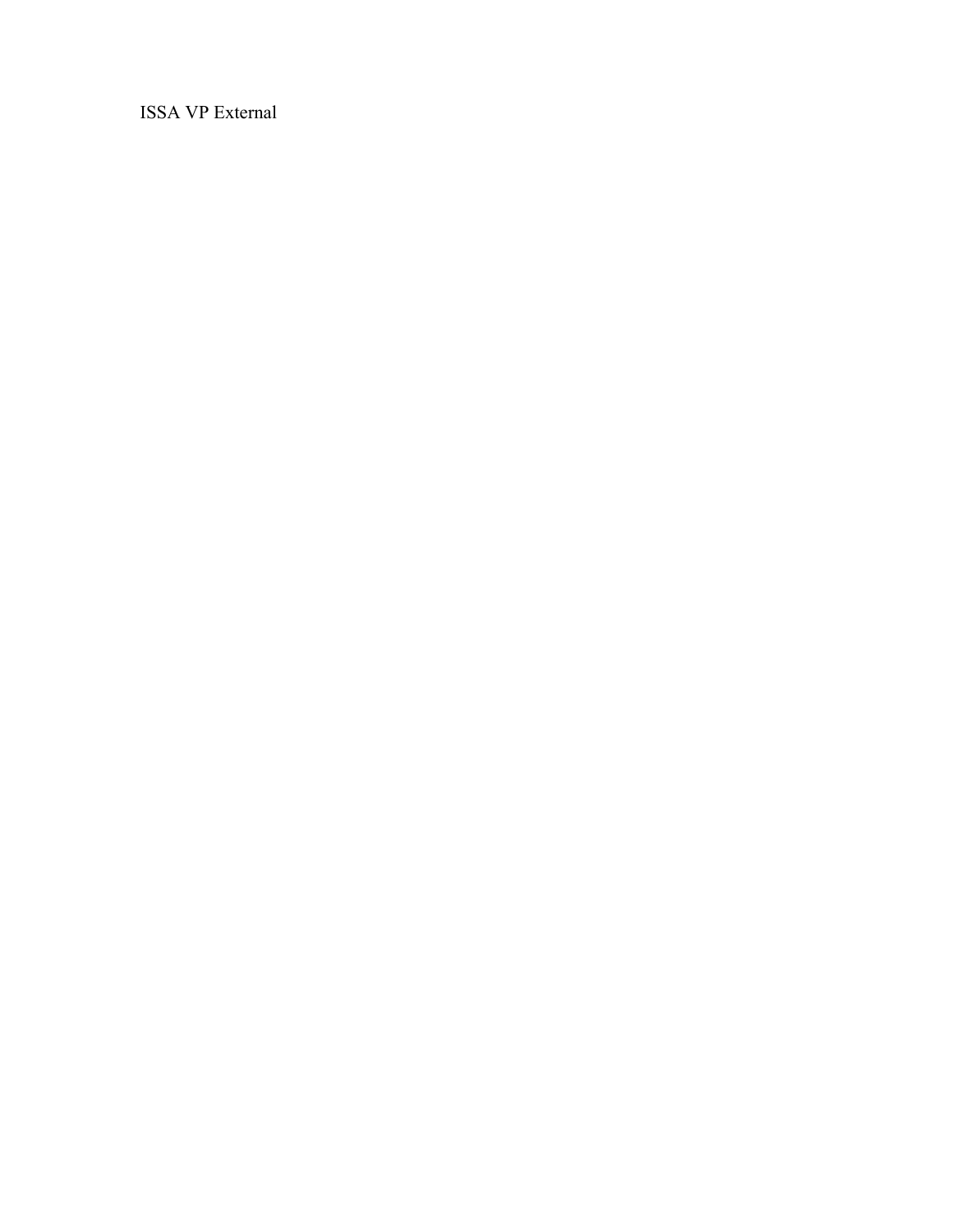ISSA VP External